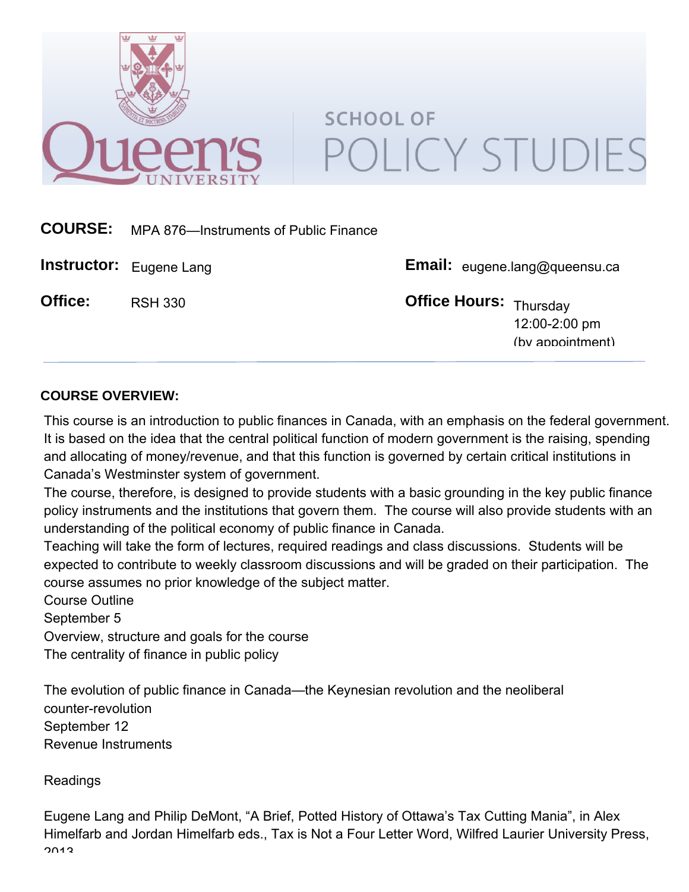**COURSE:** MPA 876—Instruments of Public Finance

**Instructor:** Eugene Lang

**Email:** eugene.lang@queensu.ca

**Office:** RSH 330

**Office Hours:** Thursday 12:00-2:00 pm (by appointment)

---

**COURSE OVERVIEW:**

This course is an introduction to public finances in Canada, with an emphasis on the federal government. It is based on the idea that the central political function of modern government is the raising, spending and allocating of money/revenue, and that this function is governed by certain critical institutions in Canada's Westminster system of government.

The course, therefore, is designed to provide students with a basic grounding in the key public finance policy instruments and the institutions that govern them. The course will also provide students with an understanding of the political economy of public finance in Canada.

Teaching will take the form of lectures, required readings and class discussions. Students will be expected to contribute to weekly classroom discussions and will be graded on their participation. The course assumes no prior knowledge of the subject matter.

Course Outline

September 5

Overview, structure and goals for the course

The centrality of finance in public policy

The evolution of public finance in Canada—the Keynesian revolution and the neoliberal counter-revolution

September 12

Revenue Instruments

Readings

Eugene Lang and Philip DeMont, "A Brief, Potted History of Ottawa's Tax Cutting Mania", in Alex Himelfarb and Jordan Himelfarb eds., Tax is Not a Four Letter Word, Wilfred Laurier University Press, 2013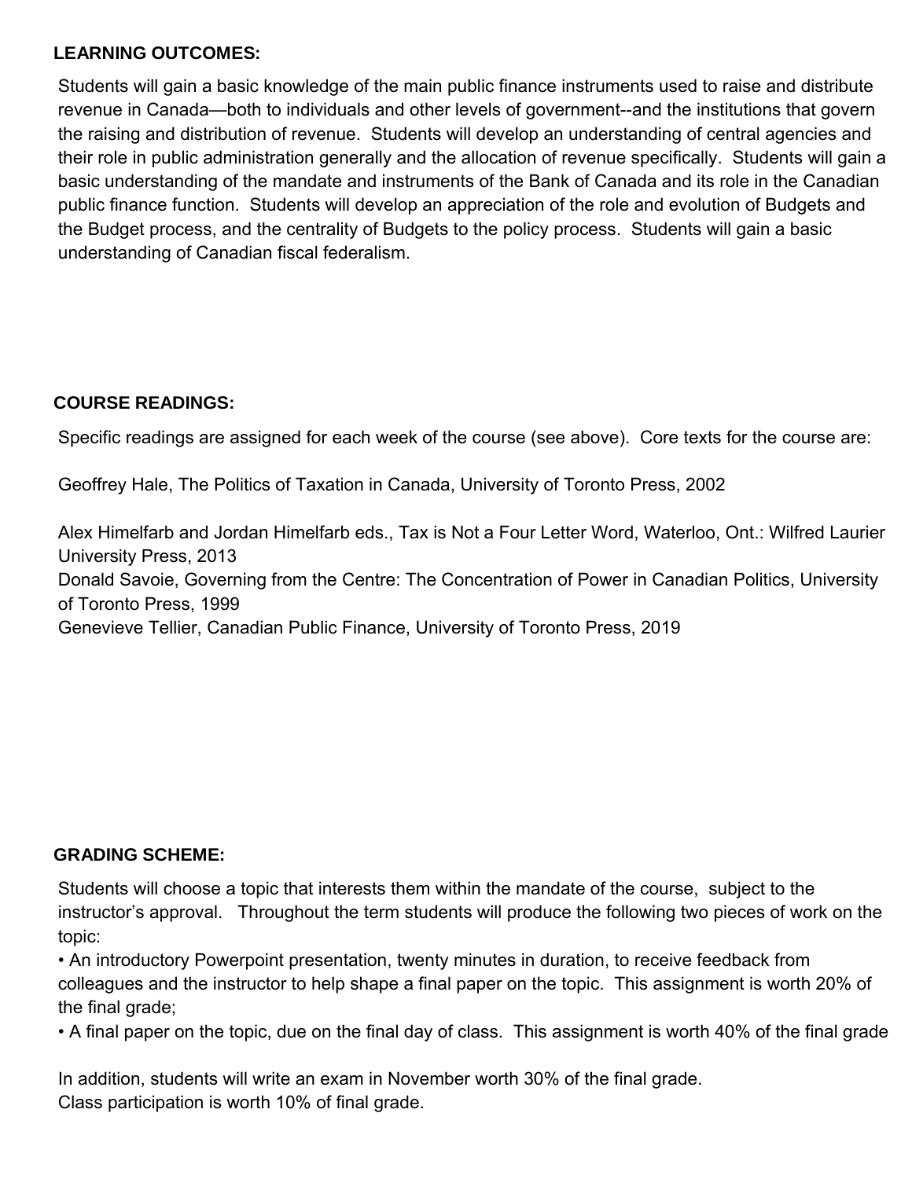## LEARNING OUTCOMES:

Students will gain a basic knowledge of the main public finance instruments used to raise and distribute revenue in Canada—both to individuals and other levels of government--and the institutions that govern the raising and distribution of revenue. Students will develop an understanding of central agencies and their role in public administration generally and the allocation of revenue specifically. Students will gain a basic understanding of the mandate and instruments of the Bank of Canada and its role in the Canadian public finance function. Students will develop an appreciation of the role and evolution of Budgets and the Budget process, and the centrality of Budgets to the policy process. Students will gain a basic understanding of Canadian fiscal federalism.

## COURSE READINGS:

Specific readings are assigned for each week of the course (see above). Core texts for the course are:

Geoffrey Hale, The Politics of Taxation in Canada, University of Toronto Press, 2002

Alex Himelfarb and Jordan Himelfarb eds., Tax is Not a Four Letter Word, Waterloo, Ont.: Wilfred Laurier University Press, 2013

Donald Savoie, Governing from the Centre: The Concentration of Power in Canadian Politics, University of Toronto Press, 1999

Genevieve Tellier, Canadian Public Finance, University of Toronto Press, 2019

## GRADING SCHEME:

Students will choose a topic that interests them within the mandate of the course, subject to the instructor's approval. Throughout the term students will produce the following two pieces of work on the topic:

- An introductory Powerpoint presentation, twenty minutes in duration, to receive feedback from colleagues and the instructor to help shape a final paper on the topic. This assignment is worth 20% of the final grade;
- A final paper on the topic, due on the final day of class. This assignment is worth 40% of the final grade

In addition, students will write an exam in November worth 30% of the final grade.
Class participation is worth 10% of final grade.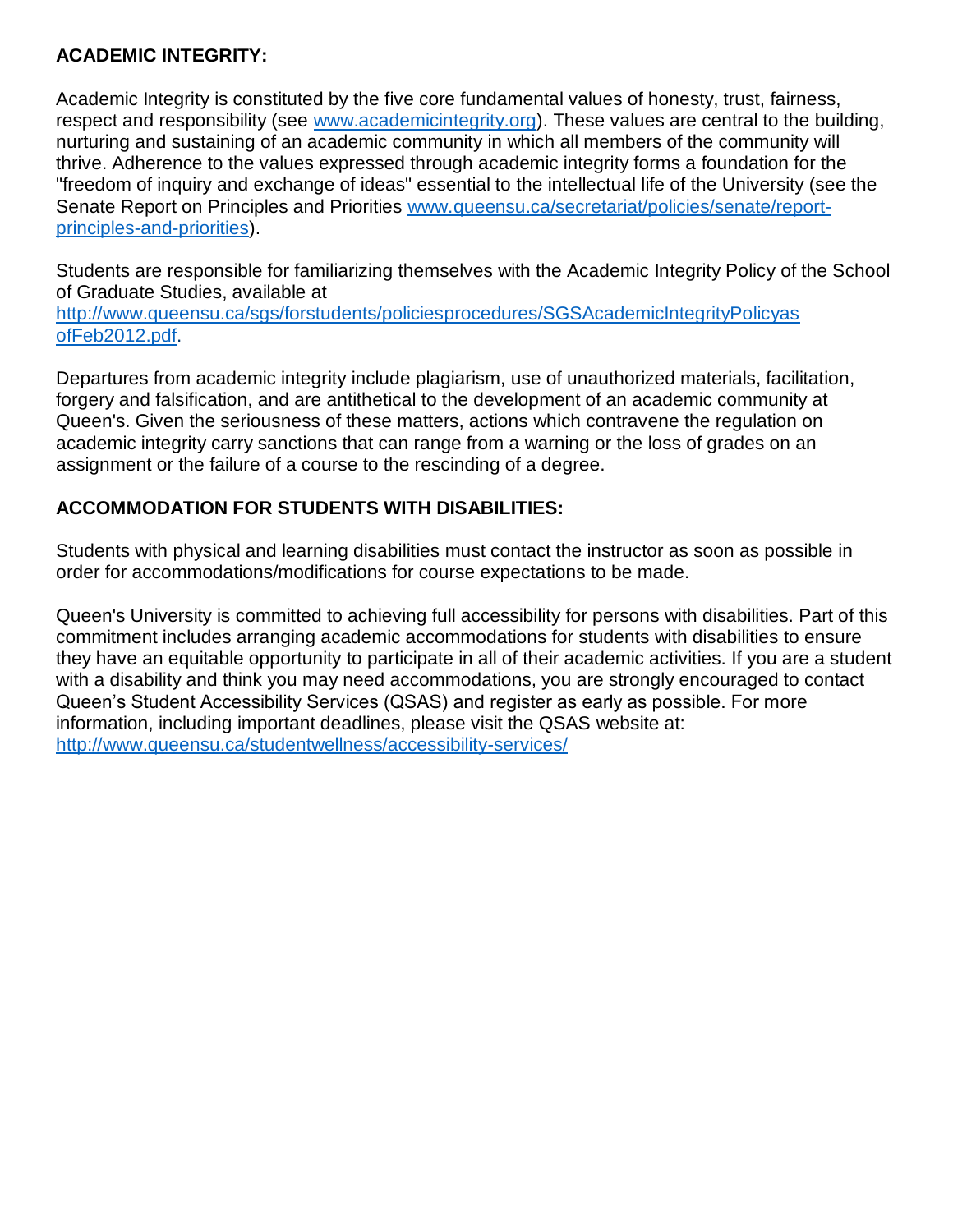**ACADEMIC INTEGRITY:**

Academic Integrity is constituted by the five core fundamental values of honesty, trust, fairness, respect and responsibility (see www.academicintegrity.org). These values are central to the building, nurturing and sustaining of an academic community in which all members of the community will thrive. Adherence to the values expressed through academic integrity forms a foundation for the "freedom of inquiry and exchange of ideas" essential to the intellectual life of the University (see the Senate Report on Principles and Priorities www.queensu.ca/secretariat/policies/senate/report-principles-and-priorities).

Students are responsible for familiarizing themselves with the Academic Integrity Policy of the School of Graduate Studies, available at http://www.queensu.ca/sgs/forstudents/policiesprocedures/SGSAcademicIntegrityPolicyasofFeb2012.pdf.

Departures from academic integrity include plagiarism, use of unauthorized materials, facilitation, forgery and falsification, and are antithetical to the development of an academic community at Queen's. Given the seriousness of these matters, actions which contravene the regulation on academic integrity carry sanctions that can range from a warning or the loss of grades on an assignment or the failure of a course to the rescinding of a degree.

**ACCOMMODATION FOR STUDENTS WITH DISABILITIES:**

Students with physical and learning disabilities must contact the instructor as soon as possible in order for accommodations/modifications for course expectations to be made.

Queen's University is committed to achieving full accessibility for persons with disabilities. Part of this commitment includes arranging academic accommodations for students with disabilities to ensure they have an equitable opportunity to participate in all of their academic activities. If you are a student with a disability and think you may need accommodations, you are strongly encouraged to contact Queen's Student Accessibility Services (QSAS) and register as early as possible. For more information, including important deadlines, please visit the QSAS website at: http://www.queensu.ca/studentwellness/accessibility-services/